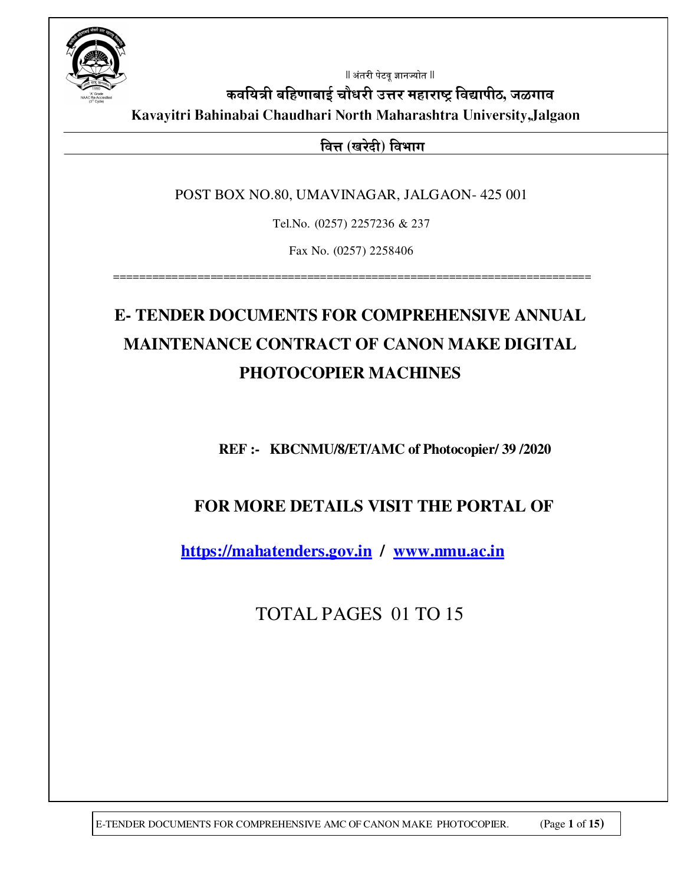॥ अंतरी पेटवू ज्ञानज्योत ॥

**कवयित्री बहिणाबाई चौधरी उत्तर महाराष्ट्र विद्यापीठ, जळगाव**

**Kavayitri Bahinabai Chaudhari North Maharashtra University,Jalgaon**

**वित्त (खरेदी) विभाग**

POST BOX NO.80, UMAVINAGAR, JALGAON- 425 001

Tel.No. (0257) 2257236 & 237

Fax No. (0257) 2258406

=======================================================================

# E- TENDER DOCUMENTS FOR COMPREHENSIVE ANNUAL MAINTENANCE CONTRACT OF CANON MAKE DIGITAL PHOTOCOPIER MACHINES

**REF :- KBCNMU/8/ET/AMC of Photocopier/ 39 /2020**

## FOR MORE DETAILS VISIT THE PORTAL OF

**https://mahatenders.gov.in / www.nmu.ac.in**

TOTAL PAGES 01 TO 15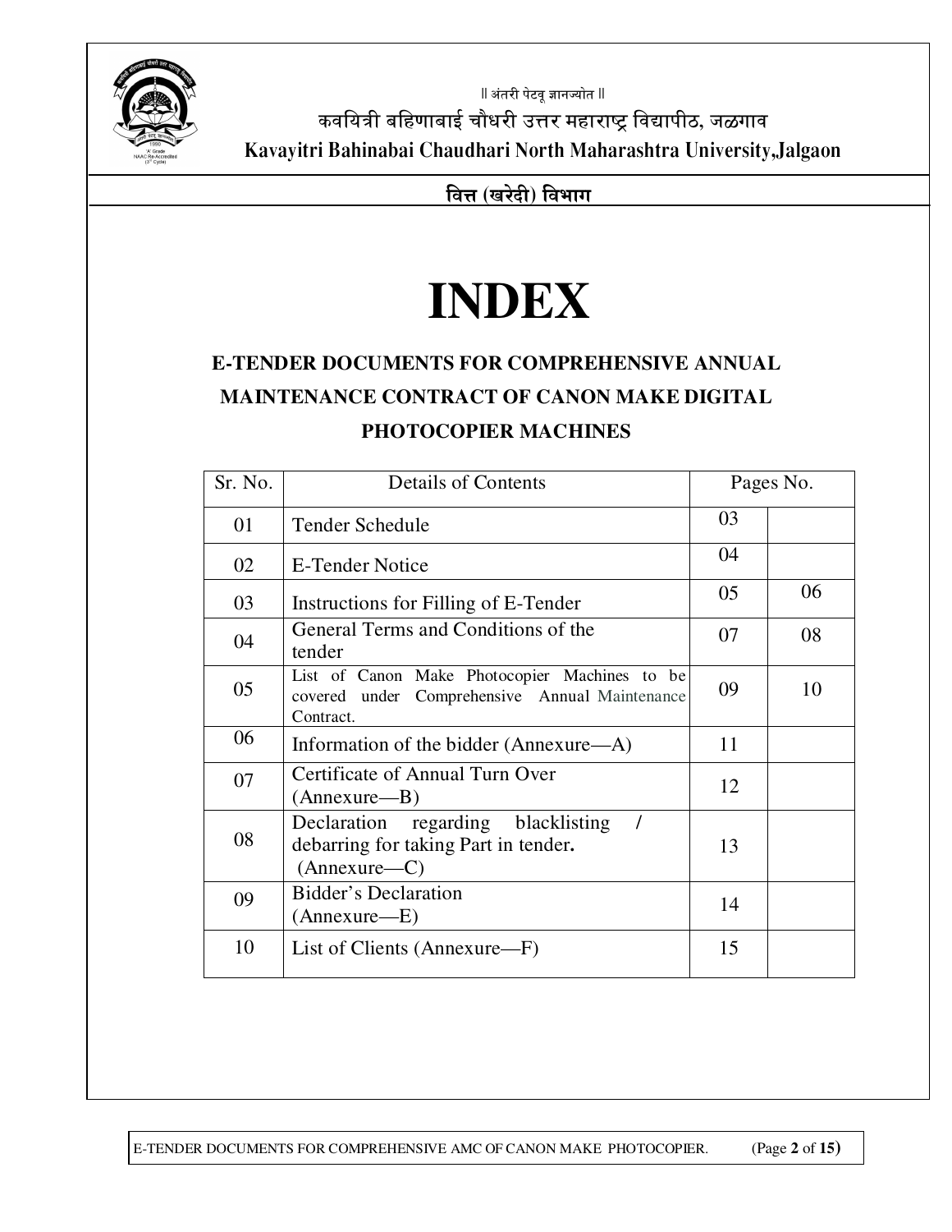॥ अंतरी पेटवू ज्ञानज्योत ॥

कवयित्री बहिणाबाई चौधरी उत्तर महाराष्ट्र विद्यापीठ, जळगाव

Kavayitri Bahinabai Chaudhari North Maharashtra University,Jalgaon

वित्त (खरेदी) विभाग

# INDEX

## E-TENDER DOCUMENTS FOR COMPREHENSIVE ANNUAL MAINTENANCE CONTRACT OF CANON MAKE DIGITAL PHOTOCOPIER MACHINES

| Sr. No. | Details of Contents | Pages No. | |
|---|---|---|---|
| 01 | Tender Schedule | 03 | |
| 02 | E-Tender Notice | 04 | |
| 03 | Instructions for Filling of E-Tender | 05 | 06 |
| 04 | General Terms and Conditions of the tender | 07 | 08 |
| 05 | List of Canon Make Photocopier Machines to be covered under Comprehensive Annual Maintenance Contract. | 09 | 10 |
| 06 | Information of the bidder (Annexure—A) | 11 | |
| 07 | Certificate of Annual Turn Over (Annexure—B) | 12 | |
| 08 | Declaration regarding blacklisting / debarring for taking Part in tender. (Annexure—C) | 13 | |
| 09 | Bidder's Declaration (Annexure—E) | 14 | |
| 10 | List of Clients (Annexure—F) | 15 | |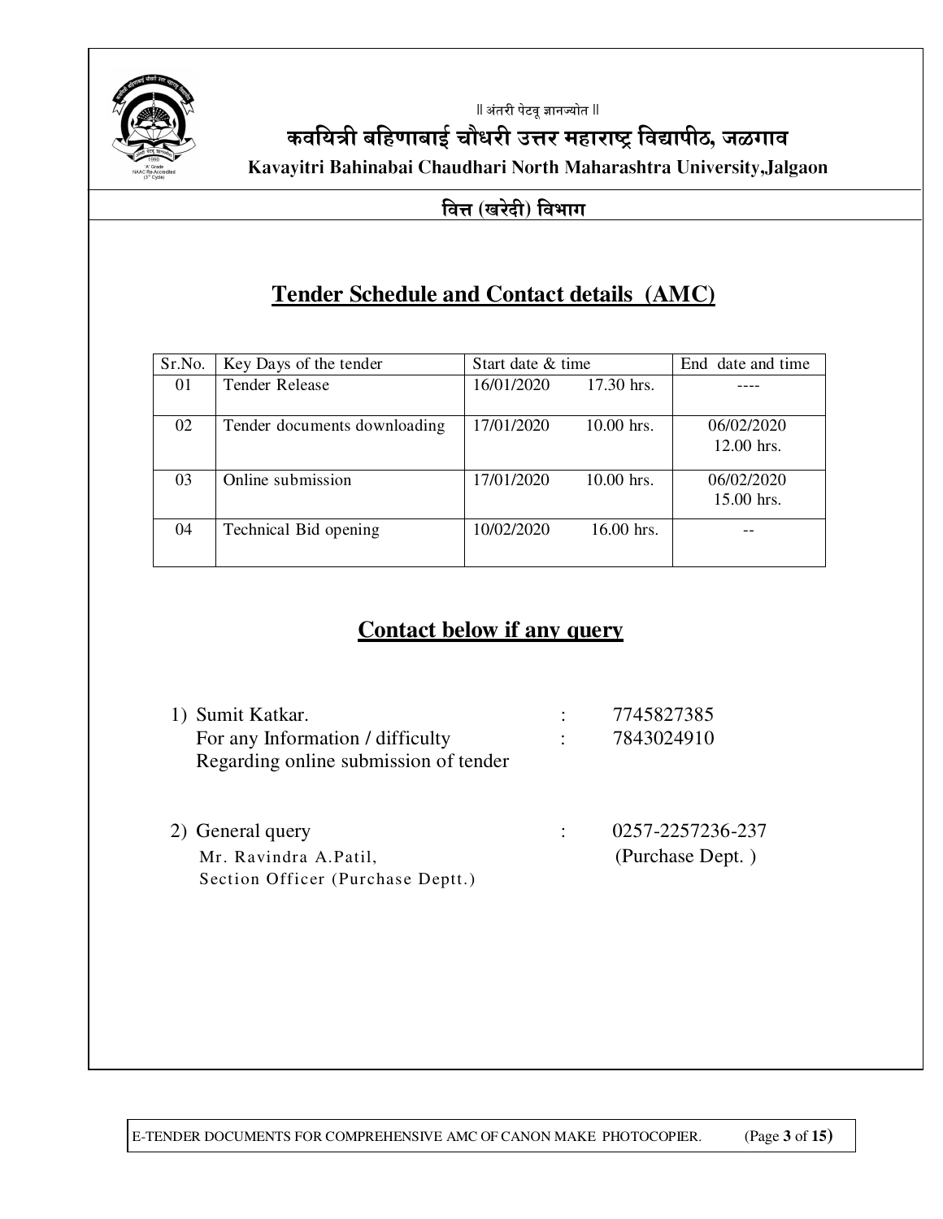॥ अंतरी पेटवू ज्ञानज्योत ॥

# कवयित्री बहिणाबाई चौधरी उत्तर महाराष्ट्र विद्यापीठ, जळगाव

**Kavayitri Bahinabai Chaudhari North Maharashtra University,Jalgaon**

**वित्त (खरेदी) विभाग**

## Tender Schedule and Contact details (AMC)

| Sr.No. | Key Days of the tender | Start date & time | End date and time |
|---|---|---|---|
| 01 | Tender Release | 16/01/2020 17.30 hrs. | ---- |
| 02 | Tender documents downloading | 17/01/2020 10.00 hrs. | 06/02/2020 12.00 hrs. |
| 03 | Online submission | 17/01/2020 10.00 hrs. | 06/02/2020 15.00 hrs. |
| 04 | Technical Bid opening | 10/02/2020 16.00 hrs. | -- |

## Contact below if any query

1) Sumit Katkar. : 7745827385
   For any Information / difficulty : 7843024910
   Regarding online submission of tender

2) General query : 0257-2257236-237
   Mr. Ravindra A.Patil, (Purchase Dept. )
   Section Officer (Purchase Deptt.)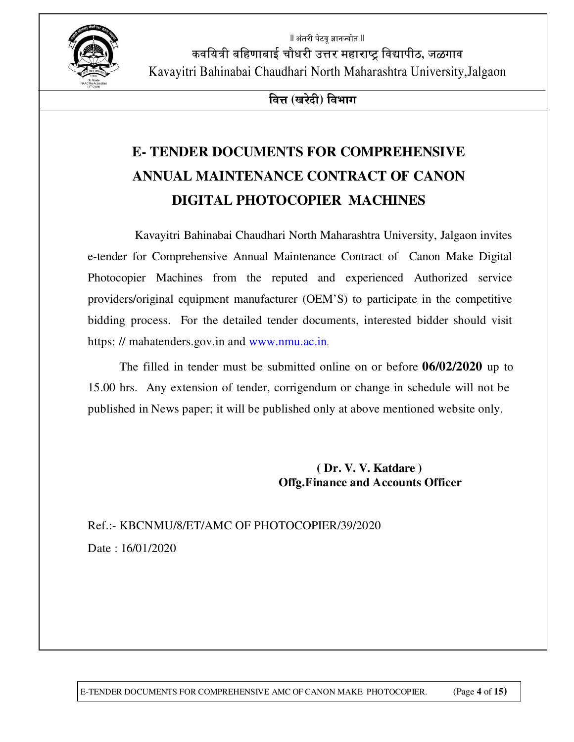॥ अंतरी पेटवू ज्ञानज्योत ॥

कवयित्री बहिणाबाई चौधरी उत्तर महाराष्ट्र विद्यापीठ, जळगाव

Kavayitri Bahinabai Chaudhari North Maharashtra University,Jalgaon

**वित्त (खरेदी) विभाग**

# E- TENDER DOCUMENTS FOR COMPREHENSIVE ANNUAL MAINTENANCE CONTRACT OF CANON DIGITAL PHOTOCOPIER MACHINES

Kavayitri Bahinabai Chaudhari North Maharashtra University, Jalgaon invites e-tender for Comprehensive Annual Maintenance Contract of Canon Make Digital Photocopier Machines from the reputed and experienced Authorized service providers/original equipment manufacturer (OEM'S) to participate in the competitive bidding process. For the detailed tender documents, interested bidder should visit https: // mahatenders.gov.in and www.nmu.ac.in.

The filled in tender must be submitted online on or before **06/02/2020** up to 15.00 hrs. Any extension of tender, corrigendum or change in schedule will not be published in News paper; it will be published only at above mentioned website only.

**( Dr. V. V. Katdare )**
**Offg.Finance and Accounts Officer**

Ref.:- KBCNMU/8/ET/AMC OF PHOTOCOPIER/39/2020

Date : 16/01/2020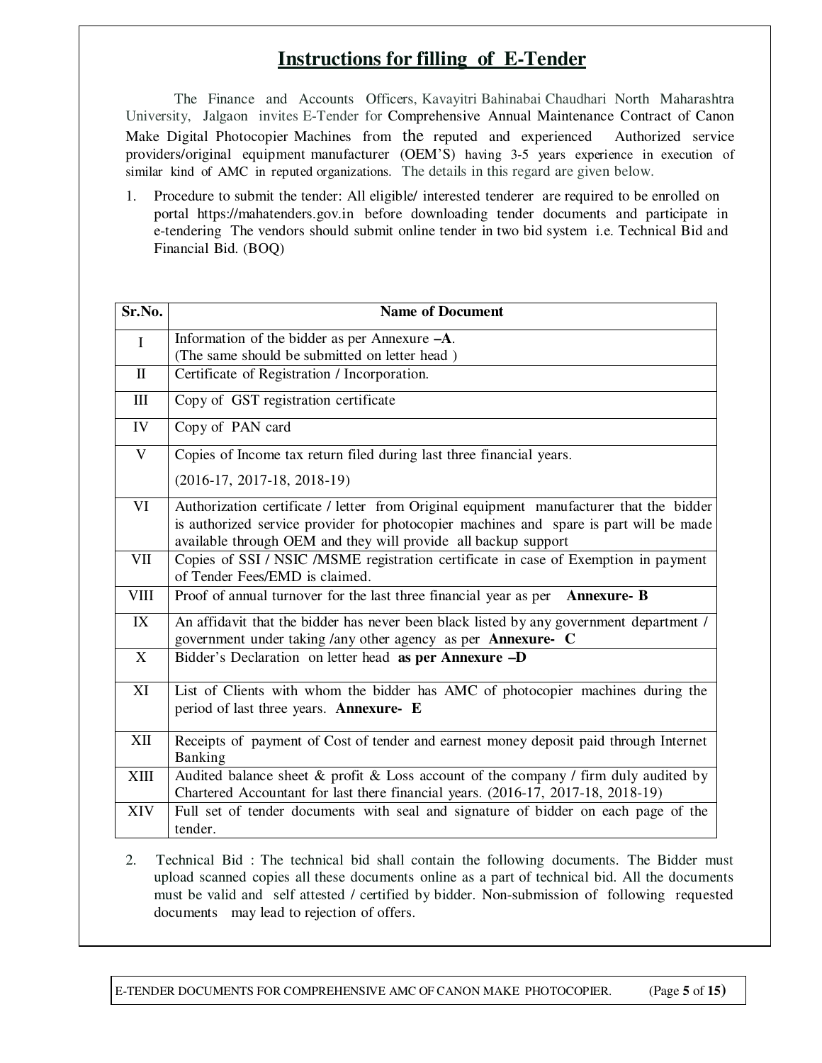# Instructions for filling of E-Tender

The Finance and Accounts Officers, Kavayitri Bahinabai Chaudhari North Maharashtra University, Jalgaon invites E-Tender for Comprehensive Annual Maintenance Contract of Canon Make Digital Photocopier Machines from the reputed and experienced Authorized service providers/original equipment manufacturer (OEM'S) having 3-5 years experience in execution of similar kind of AMC in reputed organizations. The details in this regard are given below.

1. Procedure to submit the tender: All eligible/ interested tenderer are required to be enrolled on portal https://mahatenders.gov.in before downloading tender documents and participate in e-tendering The vendors should submit online tender in two bid system i.e. Technical Bid and Financial Bid. (BOQ)

| Sr.No. | Name of Document |
|---|---|
| I | Information of the bidder as per Annexure **–A**. (The same should be submitted on letter head ) |
| II | Certificate of Registration / Incorporation. |
| III | Copy of GST registration certificate |
| IV | Copy of PAN card |
| V | Copies of Income tax return filed during last three financial years. (2016-17, 2017-18, 2018-19) |
| VI | Authorization certificate / letter from Original equipment manufacturer that the bidder is authorized service provider for photocopier machines and spare is part will be made available through OEM and they will provide all backup support |
| VII | Copies of SSI / NSIC /MSME registration certificate in case of Exemption in payment of Tender Fees/EMD is claimed. |
| VIII | Proof of annual turnover for the last three financial year as per **Annexure- B** |
| IX | An affidavit that the bidder has never been black listed by any government department / government under taking /any other agency as per **Annexure- C** |
| X | Bidder's Declaration on letter head **as per Annexure –D** |
| XI | List of Clients with whom the bidder has AMC of photocopier machines during the period of last three years. **Annexure- E** |
| XII | Receipts of payment of Cost of tender and earnest money deposit paid through Internet Banking |
| XIII | Audited balance sheet & profit & Loss account of the company / firm duly audited by Chartered Accountant for last there financial years. (2016-17, 2017-18, 2018-19) |
| XIV | Full set of tender documents with seal and signature of bidder on each page of the tender. |

2. Technical Bid : The technical bid shall contain the following documents. The Bidder must upload scanned copies all these documents online as a part of technical bid. All the documents must be valid and self attested / certified by bidder. Non-submission of following requested documents may lead to rejection of offers.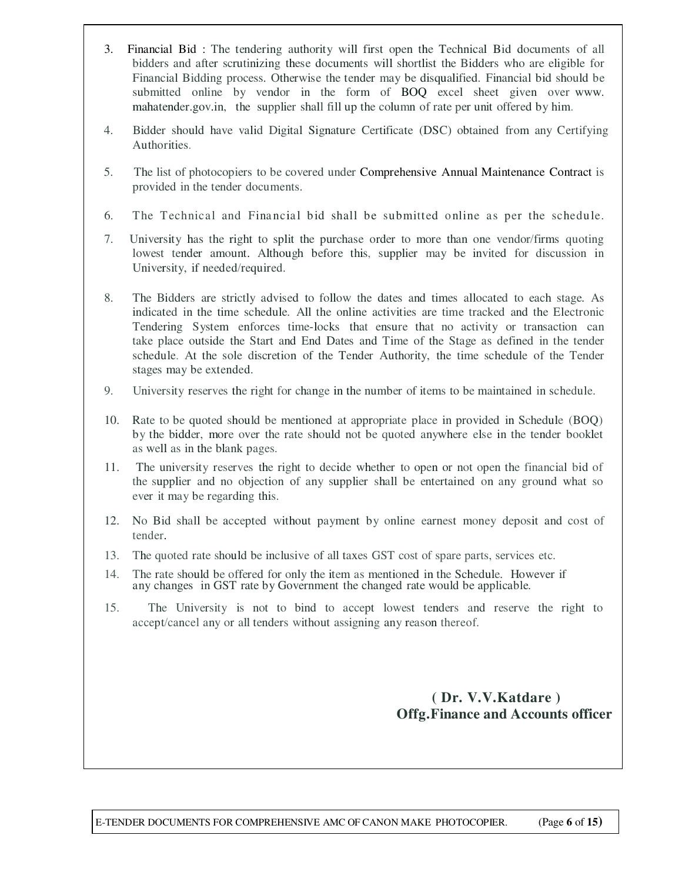3. Financial Bid : The tendering authority will first open the Technical Bid documents of all bidders and after scrutinizing these documents will shortlist the Bidders who are eligible for Financial Bidding process. Otherwise the tender may be disqualified. Financial bid should be submitted online by vendor in the form of BOQ excel sheet given over www. mahatender.gov.in, the supplier shall fill up the column of rate per unit offered by him.
4. Bidder should have valid Digital Signature Certificate (DSC) obtained from any Certifying Authorities.
5. The list of photocopiers to be covered under Comprehensive Annual Maintenance Contract is provided in the tender documents.
6. The Technical and Financial bid shall be submitted online as per the schedule.
7. University has the right to split the purchase order to more than one vendor/firms quoting lowest tender amount. Although before this, supplier may be invited for discussion in University, if needed/required.
8. The Bidders are strictly advised to follow the dates and times allocated to each stage. As indicated in the time schedule. All the online activities are time tracked and the Electronic Tendering System enforces time-locks that ensure that no activity or transaction can take place outside the Start and End Dates and Time of the Stage as defined in the tender schedule. At the sole discretion of the Tender Authority, the time schedule of the Tender stages may be extended.
9. University reserves the right for change in the number of items to be maintained in schedule.
10. Rate to be quoted should be mentioned at appropriate place in provided in Schedule (BOQ) by the bidder, more over the rate should not be quoted anywhere else in the tender booklet as well as in the blank pages.
11. The university reserves the right to decide whether to open or not open the financial bid of the supplier and no objection of any supplier shall be entertained on any ground what so ever it may be regarding this.
12. No Bid shall be accepted without payment by online earnest money deposit and cost of tender.
13. The quoted rate should be inclusive of all taxes GST cost of spare parts, services etc.
14. The rate should be offered for only the item as mentioned in the Schedule. However if any changes in GST rate by Government the changed rate would be applicable.
15. The University is not to bind to accept lowest tenders and reserve the right to accept/cancel any or all tenders without assigning any reason thereof.

**( Dr. V.V.Katdare )**
**Offg.Finance and Accounts officer**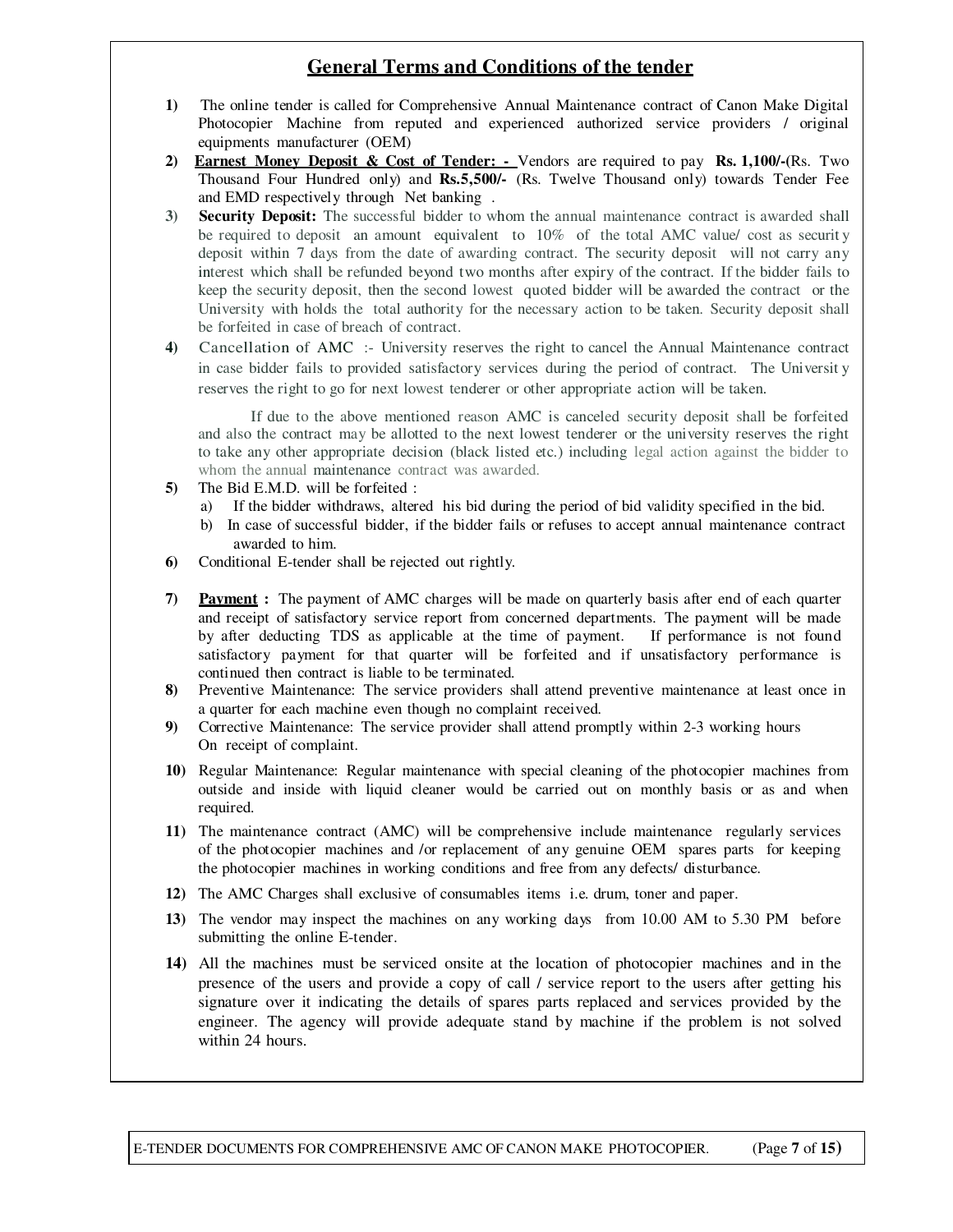## General Terms and Conditions of the tender

1) The online tender is called for Comprehensive Annual Maintenance contract of Canon Make Digital Photocopier Machine from reputed and experienced authorized service providers / original equipments manufacturer (OEM)

2) **Earnest Money Deposit & Cost of Tender: -** Vendors are required to pay **Rs. 1,100/-**(Rs. Two Thousand Four Hundred only) and **Rs.5,500/-** (Rs. Twelve Thousand only) towards Tender Fee and EMD respectively through Net banking .

3) **Security Deposit:** The successful bidder to whom the annual maintenance contract is awarded shall be required to deposit an amount equivalent to 10% of the total AMC value/ cost as security deposit within 7 days from the date of awarding contract. The security deposit will not carry any interest which shall be refunded beyond two months after expiry of the contract. If the bidder fails to keep the security deposit, then the second lowest quoted bidder will be awarded the contract or the University with holds the total authority for the necessary action to be taken. Security deposit shall be forfeited in case of breach of contract.

4) Cancellation of AMC :- University reserves the right to cancel the Annual Maintenance contract in case bidder fails to provided satisfactory services during the period of contract. The University reserves the right to go for next lowest tenderer or other appropriate action will be taken.

   If due to the above mentioned reason AMC is canceled security deposit shall be forfeited and also the contract may be allotted to the next lowest tenderer or the university reserves the right to take any other appropriate decision (black listed etc.) including legal action against the bidder to whom the annual maintenance contract was awarded.

5) The Bid E.M.D. will be forfeited :
   a) If the bidder withdraws, altered his bid during the period of bid validity specified in the bid.
   b) In case of successful bidder, if the bidder fails or refuses to accept annual maintenance contract awarded to him.

6) Conditional E-tender shall be rejected out rightly.

7) **Payment :** The payment of AMC charges will be made on quarterly basis after end of each quarter and receipt of satisfactory service report from concerned departments. The payment will be made by after deducting TDS as applicable at the time of payment. If performance is not found satisfactory payment for that quarter will be forfeited and if unsatisfactory performance is continued then contract is liable to be terminated.

8) Preventive Maintenance: The service providers shall attend preventive maintenance at least once in a quarter for each machine even though no complaint received.

9) Corrective Maintenance: The service provider shall attend promptly within 2-3 working hours On receipt of complaint.

10) Regular Maintenance: Regular maintenance with special cleaning of the photocopier machines from outside and inside with liquid cleaner would be carried out on monthly basis or as and when required.

11) The maintenance contract (AMC) will be comprehensive include maintenance regularly services of the photocopier machines and /or replacement of any genuine OEM spares parts for keeping the photocopier machines in working conditions and free from any defects/ disturbance.

12) The AMC Charges shall exclusive of consumables items i.e. drum, toner and paper.

13) The vendor may inspect the machines on any working days from 10.00 AM to 5.30 PM before submitting the online E-tender.

14) All the machines must be serviced onsite at the location of photocopier machines and in the presence of the users and provide a copy of call / service report to the users after getting his signature over it indicating the details of spares parts replaced and services provided by the engineer. The agency will provide adequate stand by machine if the problem is not solved within 24 hours.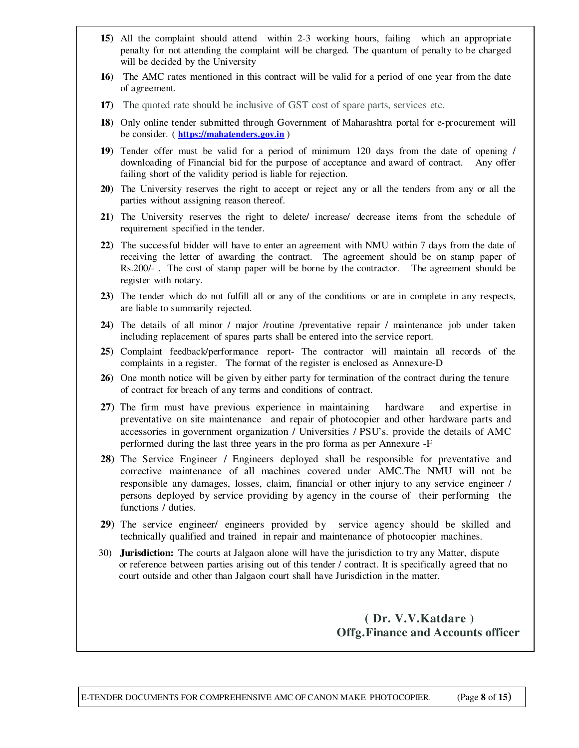**15)** All the complaint should attend within 2-3 working hours, failing which an appropriate penalty for not attending the complaint will be charged. The quantum of penalty to be charged will be decided by the University

**16)** The AMC rates mentioned in this contract will be valid for a period of one year from the date of agreement.

**17)** The quoted rate should be inclusive of GST cost of spare parts, services etc.

**18)** Only online tender submitted through Government of Maharashtra portal for e-procurement will be consider. ( **https://mahatenders.gov.in** )

**19)** Tender offer must be valid for a period of minimum 120 days from the date of opening / downloading of Financial bid for the purpose of acceptance and award of contract. Any offer failing short of the validity period is liable for rejection.

**20)** The University reserves the right to accept or reject any or all the tenders from any or all the parties without assigning reason thereof.

**21)** The University reserves the right to delete/ increase/ decrease items from the schedule of requirement specified in the tender.

**22)** The successful bidder will have to enter an agreement with NMU within 7 days from the date of receiving the letter of awarding the contract. The agreement should be on stamp paper of Rs.200/- . The cost of stamp paper will be borne by the contractor. The agreement should be register with notary.

**23)** The tender which do not fulfill all or any of the conditions or are in complete in any respects, are liable to summarily rejected.

**24)** The details of all minor / major /routine /preventative repair / maintenance job under taken including replacement of spares parts shall be entered into the service report.

**25)** Complaint feedback/performance report- The contractor will maintain all records of the complaints in a register. The format of the register is enclosed as Annexure-D

**26)** One month notice will be given by either party for termination of the contract during the tenure of contract for breach of any terms and conditions of contract.

**27)** The firm must have previous experience in maintaining hardware and expertise in preventative on site maintenance and repair of photocopier and other hardware parts and accessories in government organization / Universities / PSU's. provide the details of AMC performed during the last three years in the pro forma as per Annexure -F

**28)** The Service Engineer / Engineers deployed shall be responsible for preventative and corrective maintenance of all machines covered under AMC.The NMU will not be responsible any damages, losses, claim, financial or other injury to any service engineer / persons deployed by service providing by agency in the course of their performing the functions / duties.

**29)** The service engineer/ engineers provided by service agency should be skilled and technically qualified and trained in repair and maintenance of photocopier machines.

30) **Jurisdiction:** The courts at Jalgaon alone will have the jurisdiction to try any Matter, dispute or reference between parties arising out of this tender / contract. It is specifically agreed that no court outside and other than Jalgaon court shall have Jurisdiction in the matter.

**( Dr. V.V.Katdare )**
**Offg.Finance and Accounts officer**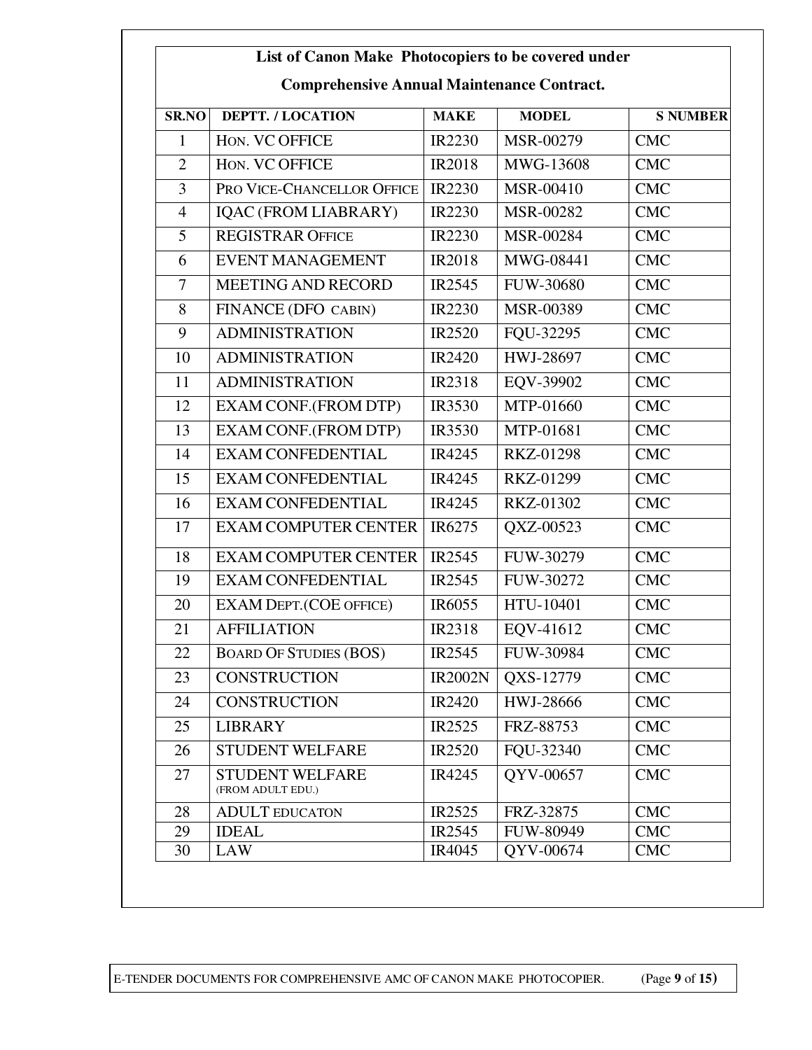**List of Canon Make Photocopiers to be covered under**

**Comprehensive Annual Maintenance Contract.**

| SR.NO | DEPTT. / LOCATION | MAKE | MODEL | S NUMBER |
|---|---|---|---|---|
| 1 | HON. VC OFFICE | IR2230 | MSR-00279 | CMC |
| 2 | HON. VC OFFICE | IR2018 | MWG-13608 | CMC |
| 3 | PRO VICE-CHANCELLOR OFFICE | IR2230 | MSR-00410 | CMC |
| 4 | IQAC (FROM LIABRARY) | IR2230 | MSR-00282 | CMC |
| 5 | REGISTRAR OFFICE | IR2230 | MSR-00284 | CMC |
| 6 | EVENT MANAGEMENT | IR2018 | MWG-08441 | CMC |
| 7 | MEETING AND RECORD | IR2545 | FUW-30680 | CMC |
| 8 | FINANCE (DFO CABIN) | IR2230 | MSR-00389 | CMC |
| 9 | ADMINISTRATION | IR2520 | FQU-32295 | CMC |
| 10 | ADMINISTRATION | IR2420 | HWJ-28697 | CMC |
| 11 | ADMINISTRATION | IR2318 | EQV-39902 | CMC |
| 12 | EXAM CONF.(FROM DTP) | IR3530 | MTP-01660 | CMC |
| 13 | EXAM CONF.(FROM DTP) | IR3530 | MTP-01681 | CMC |
| 14 | EXAM CONFEDENTIAL | IR4245 | RKZ-01298 | CMC |
| 15 | EXAM CONFEDENTIAL | IR4245 | RKZ-01299 | CMC |
| 16 | EXAM CONFEDENTIAL | IR4245 | RKZ-01302 | CMC |
| 17 | EXAM COMPUTER CENTER | IR6275 | QXZ-00523 | CMC |
| 18 | EXAM COMPUTER CENTER | IR2545 | FUW-30279 | CMC |
| 19 | EXAM CONFEDENTIAL | IR2545 | FUW-30272 | CMC |
| 20 | EXAM DEPT.(COE OFFICE) | IR6055 | HTU-10401 | CMC |
| 21 | AFFILIATION | IR2318 | EQV-41612 | CMC |
| 22 | BOARD OF STUDIES (BOS) | IR2545 | FUW-30984 | CMC |
| 23 | CONSTRUCTION | IR2002N | QXS-12779 | CMC |
| 24 | CONSTRUCTION | IR2420 | HWJ-28666 | CMC |
| 25 | LIBRARY | IR2525 | FRZ-88753 | CMC |
| 26 | STUDENT WELFARE | IR2520 | FQU-32340 | CMC |
| 27 | STUDENT WELFARE (FROM ADULT EDU.) | IR4245 | QYV-00657 | CMC |
| 28 | ADULT EDUCATON | IR2525 | FRZ-32875 | CMC |
| 29 | IDEAL | IR2545 | FUW-80949 | CMC |
| 30 | LAW | IR4045 | QYV-00674 | CMC |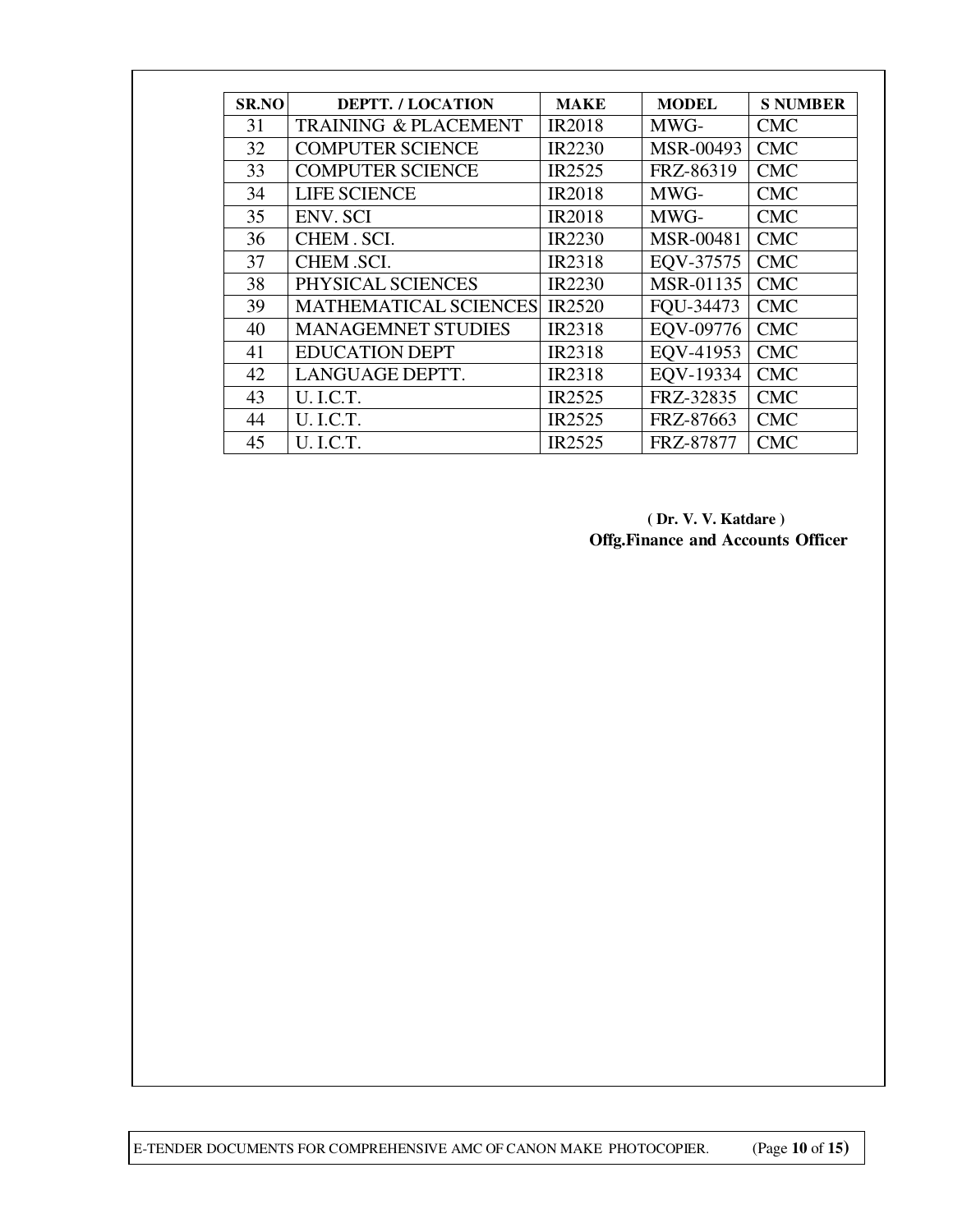| SR.NO | DEPTT. / LOCATION | MAKE | MODEL | S NUMBER |
|---|---|---|---|---|
| 31 | TRAINING & PLACEMENT | IR2018 | MWG- | CMC |
| 32 | COMPUTER SCIENCE | IR2230 | MSR-00493 | CMC |
| 33 | COMPUTER SCIENCE | IR2525 | FRZ-86319 | CMC |
| 34 | LIFE SCIENCE | IR2018 | MWG- | CMC |
| 35 | ENV. SCI | IR2018 | MWG- | CMC |
| 36 | CHEM . SCI. | IR2230 | MSR-00481 | CMC |
| 37 | CHEM .SCI. | IR2318 | EQV-37575 | CMC |
| 38 | PHYSICAL SCIENCES | IR2230 | MSR-01135 | CMC |
| 39 | MATHEMATICAL SCIENCES | IR2520 | FQU-34473 | CMC |
| 40 | MANAGEMNET STUDIES | IR2318 | EQV-09776 | CMC |
| 41 | EDUCATION DEPT | IR2318 | EQV-41953 | CMC |
| 42 | LANGUAGE DEPTT. | IR2318 | EQV-19334 | CMC |
| 43 | U. I.C.T. | IR2525 | FRZ-32835 | CMC |
| 44 | U. I.C.T. | IR2525 | FRZ-87663 | CMC |
| 45 | U. I.C.T. | IR2525 | FRZ-87877 | CMC |

**( Dr. V. V. Katdare )**
**Offg.Finance and Accounts Officer**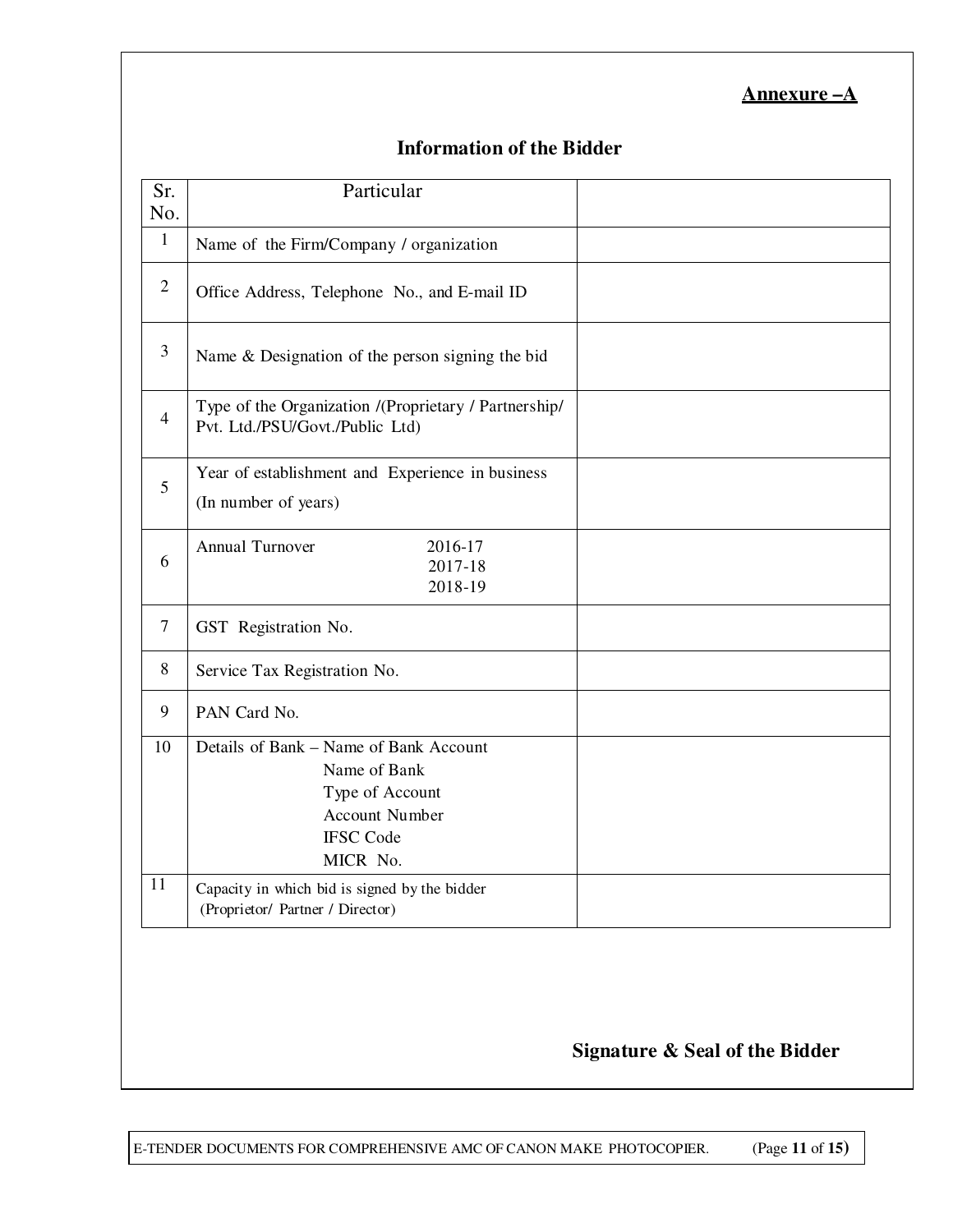**Annexure –A**

## Information of the Bidder

| Sr. No. | Particular | |
|---|---|---|
| 1 | Name of the Firm/Company / organization | |
| 2 | Office Address, Telephone No., and E-mail ID | |
| 3 | Name & Designation of the person signing the bid | |
| 4 | Type of the Organization /(Proprietary / Partnership/ Pvt. Ltd./PSU/Govt./Public Ltd) | |
| 5 | Year of establishment and Experience in business (In number of years) | |
| 6 | Annual Turnover 2016-17<br>2017-18<br>2018-19 | |
| 7 | GST Registration No. | |
| 8 | Service Tax Registration No. | |
| 9 | PAN Card No. | |
| 10 | Details of Bank – Name of Bank Account<br>Name of Bank<br>Type of Account<br>Account Number<br>IFSC Code<br>MICR No. | |
| 11 | Capacity in which bid is signed by the bidder (Proprietor/ Partner / Director) | |

**Signature & Seal of the Bidder**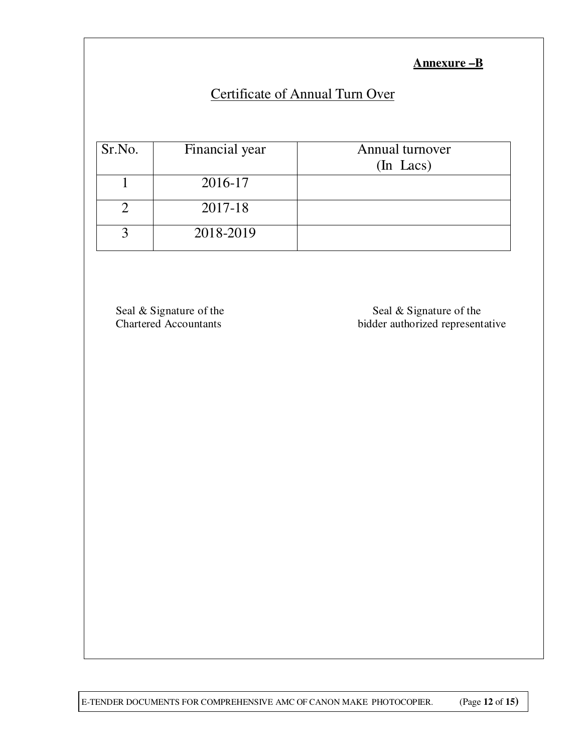**Annexure –B**

## Certificate of Annual Turn Over

| Sr.No. | Financial year | Annual turnover (In Lacs) |
|---|---|---|
| 1 | 2016-17 | |
| 2 | 2017-18 | |
| 3 | 2018-2019 | |

Seal & Signature of the Chartered Accountants

Seal & Signature of the bidder authorized representative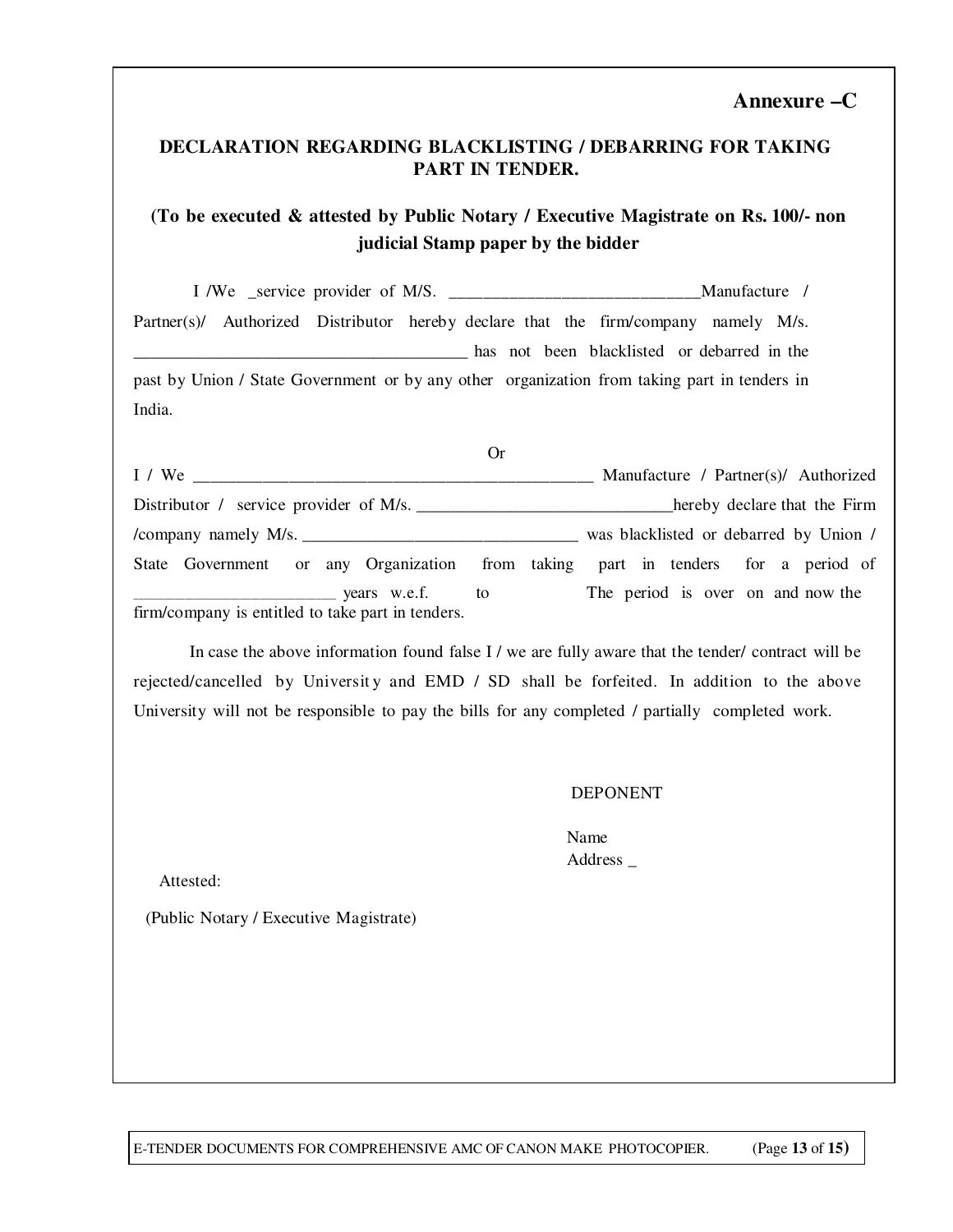**Annexure –C**

## DECLARATION REGARDING BLACKLISTING / DEBARRING FOR TAKING PART IN TENDER.

**(To be executed & attested by Public Notary / Executive Magistrate on Rs. 100/- non judicial Stamp paper by the bidder**

I /We _service provider of M/S. _____________________________Manufacture / Partner(s)/ Authorized Distributor hereby declare that the firm/company namely M/s. ________________________________________ has not been blacklisted or debarred in the past by Union / State Government or by any other organization from taking part in tenders in India.

Or

I / We ________________________________________________ Manufacture / Partner(s)/ Authorized Distributor / service provider of M/s. ______________________________hereby declare that the Firm /company namely M/s. ________________________________ was blacklisted or debarred by Union / State Government or any Organization from taking part in tenders for a period of ________________________ years w.e.f. to The period is over on and now the firm/company is entitled to take part in tenders.

In case the above information found false I / we are fully aware that the tender/ contract will be rejected/cancelled by University and EMD / SD shall be forfeited. In addition to the above University will not be responsible to pay the bills for any completed / partially completed work.

DEPONENT

Name
Address _

Attested:

(Public Notary / Executive Magistrate)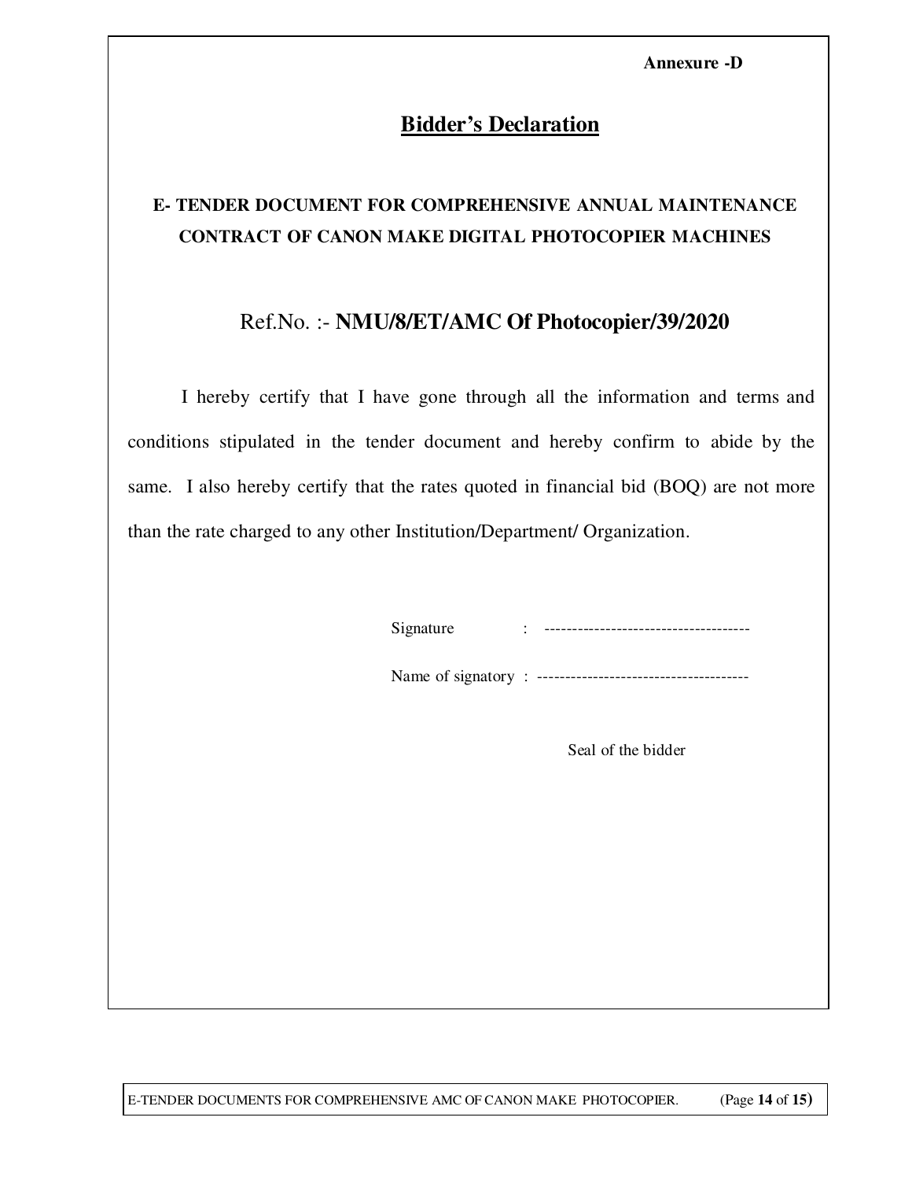**Annexure -D**

# Bidder's Declaration

**E- TENDER DOCUMENT FOR COMPREHENSIVE ANNUAL MAINTENANCE CONTRACT OF CANON MAKE DIGITAL PHOTOCOPIER MACHINES**

Ref.No. :- **NMU/8/ET/AMC Of Photocopier/39/2020**

I hereby certify that I have gone through all the information and terms and conditions stipulated in the tender document and hereby confirm to abide by the same. I also hereby certify that the rates quoted in financial bid (BOQ) are not more than the rate charged to any other Institution/Department/ Organization.

Signature : -------------------------------------

Name of signatory : --------------------------------------

Seal of the bidder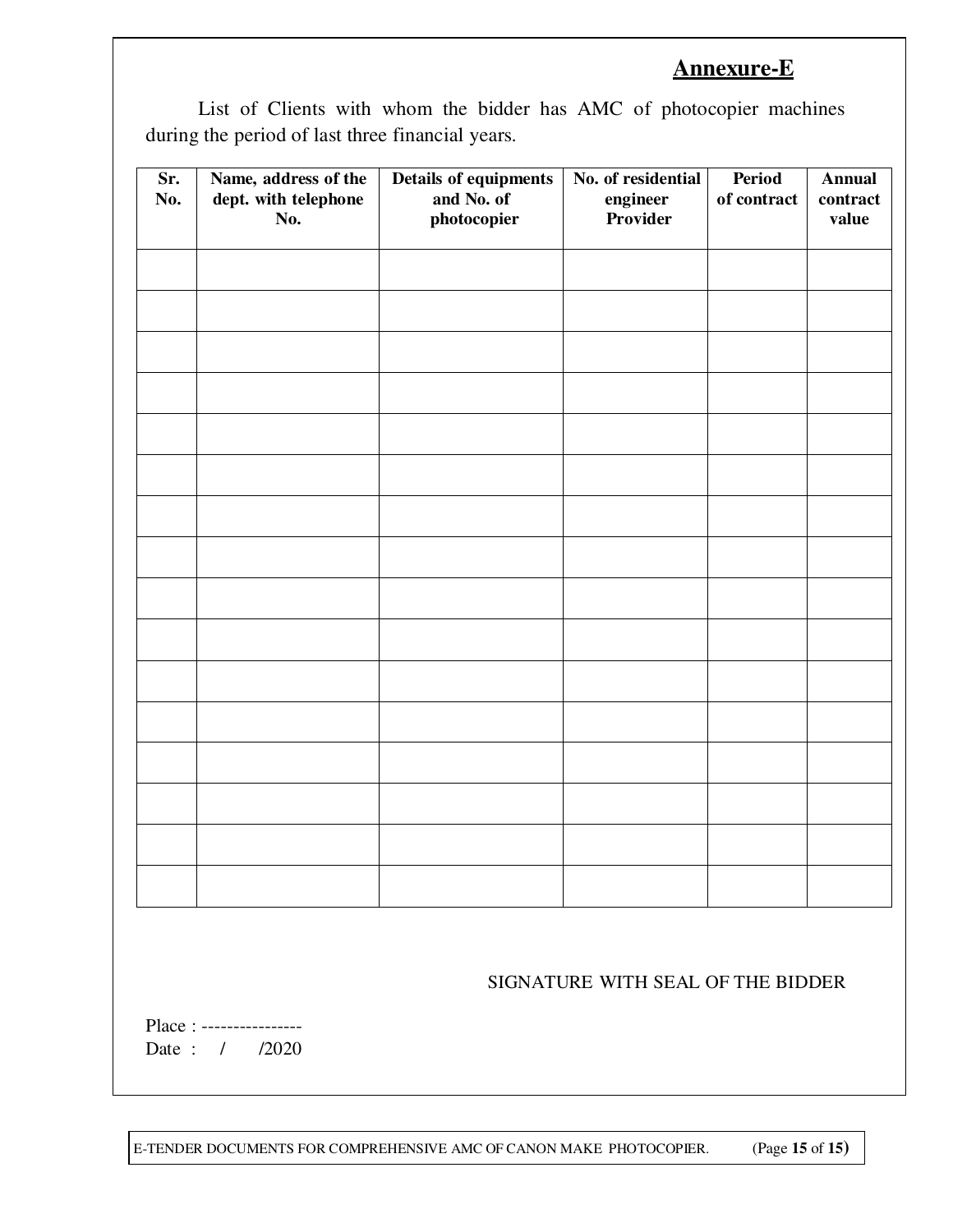**Annexure-E**

List of Clients with whom the bidder has AMC of photocopier machines during the period of last three financial years.

| Sr. No. | Name, address of the dept. with telephone No. | Details of equipments and No. of photocopier | No. of residential engineer Provider | Period of contract | Annual contract value |
|---|---|---|---|---|---|
| | | | | | |
| | | | | | |
| | | | | | |
| | | | | | |
| | | | | | |
| | | | | | |
| | | | | | |
| | | | | | |
| | | | | | |
| | | | | | |
| | | | | | |
| | | | | | |
| | | | | | |
| | | | | | |
| | | | | | |
| | | | | | |

SIGNATURE WITH SEAL OF THE BIDDER

Place : ----------------

Date : / /2020